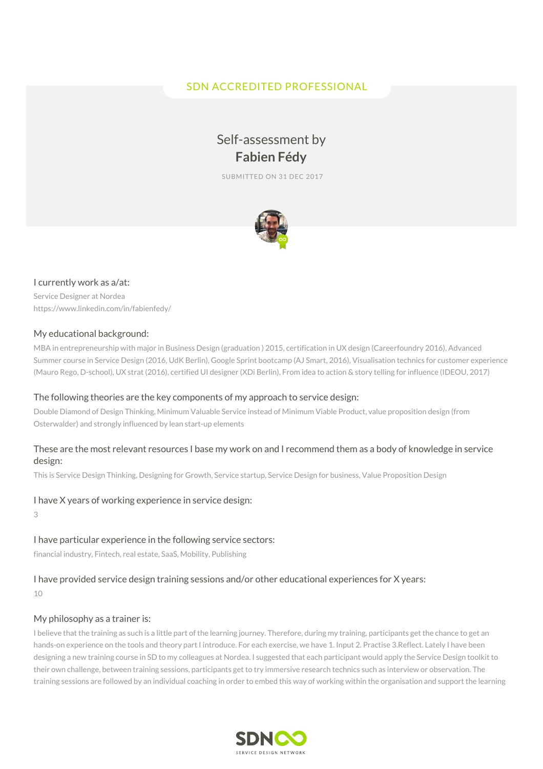SDN ACCREDITED PROFESSIONAL

# Self-assessment by **Fabien Fédy**

SUBMITTED ON 31 DEC 2017

### I currently work as a/at:

Service Designer at Nordea
https://www.linkedin.com/in/fabienfedy/

### My educational background:

MBA in entrepreneurship with major in Business Design (graduation ) 2015, certification in UX design (Careerfoundry 2016), Advanced Summer course in Service Design (2016, UdK Berlin), Google Sprint bootcamp (AJ Smart, 2016), Visualisation technics for customer experience (Mauro Rego, D-school), UX strat (2016), certified UI designer (XDi Berlin), From idea to action & story telling for influence (IDEOU, 2017)

### The following theories are the key components of my approach to service design:

Double Diamond of Design Thinking, Minimum Valuable Service instead of Minimum Viable Product, value proposition design (from Osterwalder) and strongly influenced by lean start-up elements

### These are the most relevant resources I base my work on and I recommend them as a body of knowledge in service design:

This is Service Design Thinking, Designing for Growth, Service startup, Service Design for business, Value Proposition Design

### I have X years of working experience in service design:

3

### I have particular experience in the following service sectors:

financial industry, Fintech, real estate, SaaS, Mobility, Publishing

### I have provided service design training sessions and/or other educational experiences for X years:

10

### My philosophy as a trainer is:

I believe that the training as such is a little part of the learning journey. Therefore, during my training, participants get the chance to get an hands-on experience on the tools and theory part I introduce. For each exercise, we have 1. Input 2. Practise 3.Reflect. Lately I have been designing a new training course in SD to my colleagues at Nordea. I suggested that each participant would apply the Service Design toolkit to their own challenge, between training sessions, participants get to try immersive research technics such as interview or observation. The training sessions are followed by an individual coaching in order to embed this way of working within the organisation and support the learning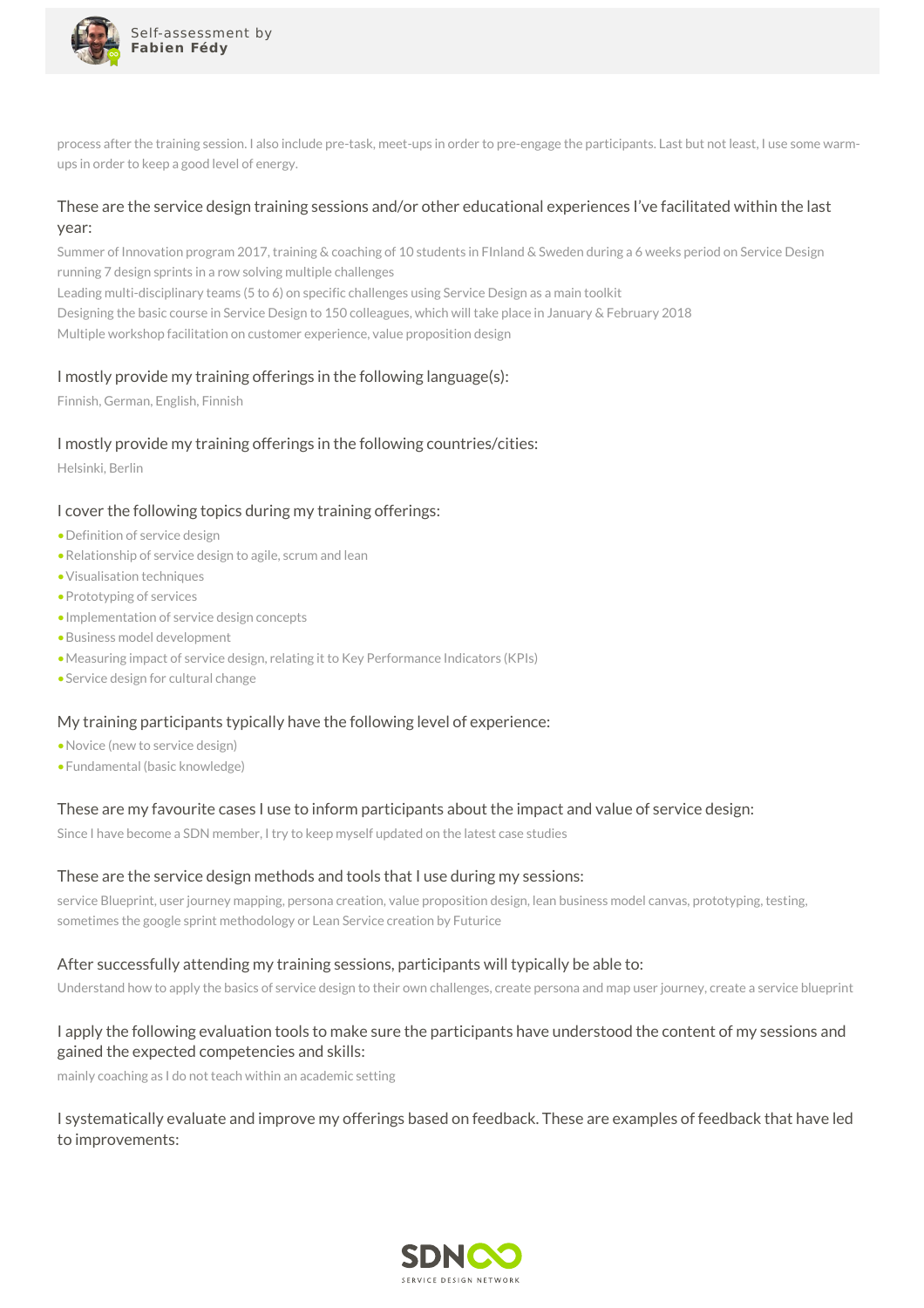process after the training session. I also include pre-task, meet-ups in order to pre-engage the participants. Last but not least, I use some warm-ups in order to keep a good level of energy.

### These are the service design training sessions and/or other educational experiences I've facilitated within the last year:

Summer of Innovation program 2017, training & coaching of 10 students in FInland & Sweden during a 6 weeks period on Service Design running 7 design sprints in a row solving multiple challenges
Leading multi-disciplinary teams (5 to 6) on specific challenges using Service Design as a main toolkit
Designing the basic course in Service Design to 150 colleagues, which will take place in January & February 2018
Multiple workshop facilitation on customer experience, value proposition design

### I mostly provide my training offerings in the following language(s):

Finnish, German, English, Finnish

### I mostly provide my training offerings in the following countries/cities:

Helsinki, Berlin

### I cover the following topics during my training offerings:

- Definition of service design
- Relationship of service design to agile, scrum and lean
- Visualisation techniques
- Prototyping of services
- Implementation of service design concepts
- Business model development
- Measuring impact of service design, relating it to Key Performance Indicators (KPIs)
- Service design for cultural change

### My training participants typically have the following level of experience:

- Novice (new to service design)
- Fundamental (basic knowledge)

### These are my favourite cases I use to inform participants about the impact and value of service design:

Since I have become a SDN member, I try to keep myself updated on the latest case studies

### These are the service design methods and tools that I use during my sessions:

service Blueprint, user journey mapping, persona creation, value proposition design, lean business model canvas, prototyping, testing, sometimes the google sprint methodology or Lean Service creation by Futurice

### After successfully attending my training sessions, participants will typically be able to:

Understand how to apply the basics of service design to their own challenges, create persona and map user journey, create a service blueprint

### I apply the following evaluation tools to make sure the participants have understood the content of my sessions and gained the expected competencies and skills:

mainly coaching as I do not teach within an academic setting

### I systematically evaluate and improve my offerings based on feedback. These are examples of feedback that have led to improvements: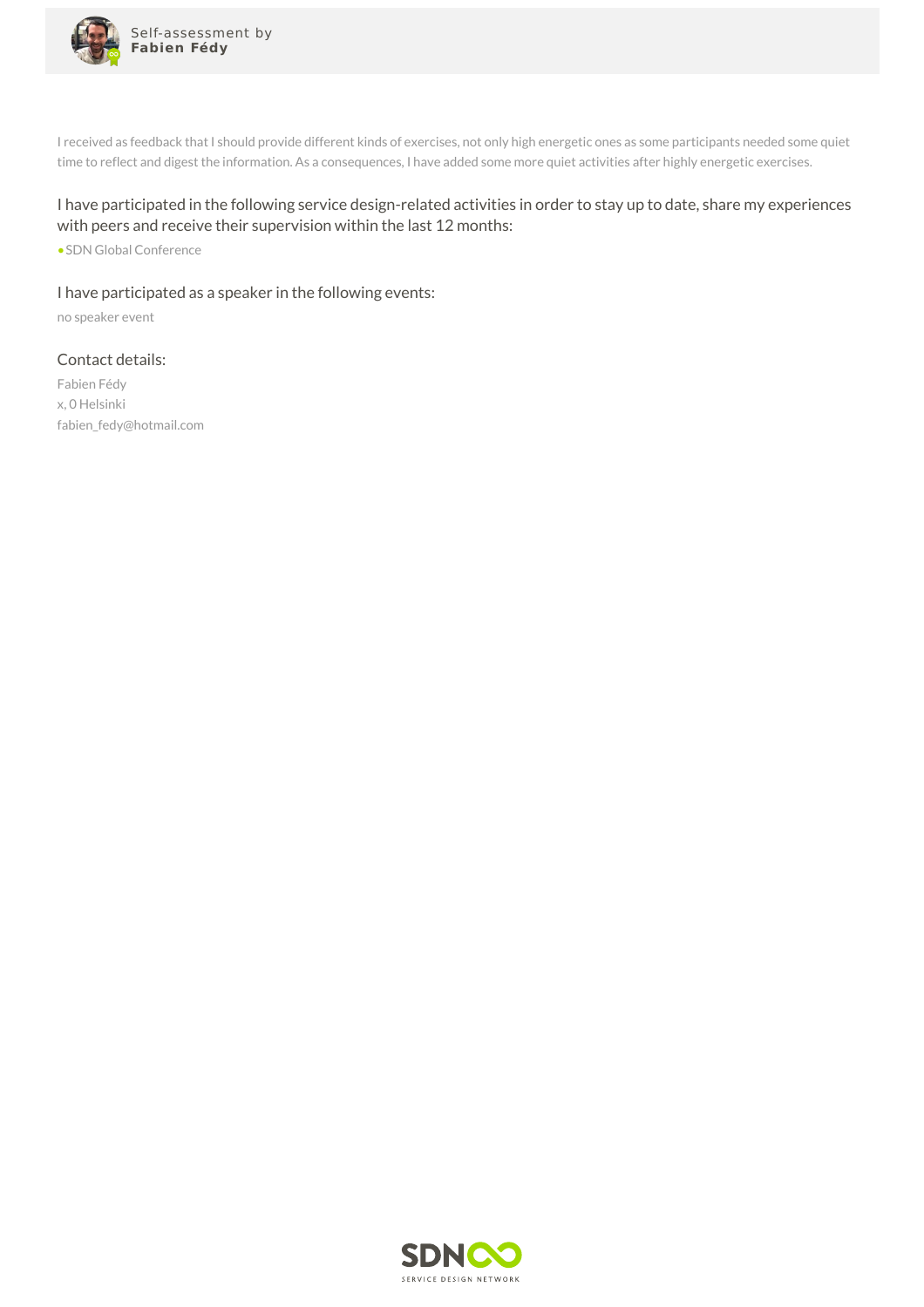I received as feedback that I should provide different kinds of exercises, not only high energetic ones as some participants needed some quiet time to reflect and digest the information. As a consequences, I have added some more quiet activities after highly energetic exercises.

### I have participated in the following service design-related activities in order to stay up to date, share my experiences with peers and receive their supervision within the last 12 months:

- SDN Global Conference

### I have participated as a speaker in the following events:

no speaker event

### Contact details:

Fabien Fédy
x, 0 Helsinki
fabien_fedy@hotmail.com